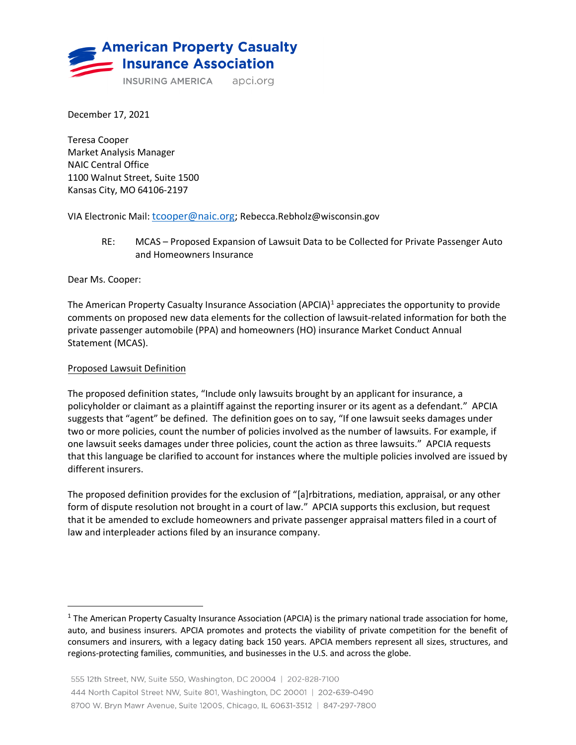**American Property Casualty Insurance Association**

INSURING AMERICA apci.org

December 17, 2021

Teresa Cooper
Market Analysis Manager
NAIC Central Office
1100 Walnut Street, Suite 1500
Kansas City, MO 64106-2197

VIA Electronic Mail: tcooper@naic.org; Rebecca.Rebholz@wisconsin.gov

RE: MCAS – Proposed Expansion of Lawsuit Data to be Collected for Private Passenger Auto and Homeowners Insurance

Dear Ms. Cooper:

The American Property Casualty Insurance Association (APCIA)[1] appreciates the opportunity to provide comments on proposed new data elements for the collection of lawsuit-related information for both the private passenger automobile (PPA) and homeowners (HO) insurance Market Conduct Annual Statement (MCAS).

Proposed Lawsuit Definition

The proposed definition states, "Include only lawsuits brought by an applicant for insurance, a policyholder or claimant as a plaintiff against the reporting insurer or its agent as a defendant." APCIA suggests that "agent" be defined. The definition goes on to say, "If one lawsuit seeks damages under two or more policies, count the number of policies involved as the number of lawsuits. For example, if one lawsuit seeks damages under three policies, count the action as three lawsuits." APCIA requests that this language be clarified to account for instances where the multiple policies involved are issued by different insurers.

The proposed definition provides for the exclusion of "[a]rbitrations, mediation, appraisal, or any other form of dispute resolution not brought in a court of law." APCIA supports this exclusion, but request that it be amended to exclude homeowners and private passenger appraisal matters filed in a court of law and interpleader actions filed by an insurance company.

---

[1] The American Property Casualty Insurance Association (APCIA) is the primary national trade association for home, auto, and business insurers. APCIA promotes and protects the viability of private competition for the benefit of consumers and insurers, with a legacy dating back 150 years. APCIA members represent all sizes, structures, and regions-protecting families, communities, and businesses in the U.S. and across the globe.

555 12th Street, NW, Suite 550, Washington, DC 20004 | 202-828-7100
444 North Capitol Street NW, Suite 801, Washington, DC 20001 | 202-639-0490
8700 W. Bryn Mawr Avenue, Suite 1200S, Chicago, IL 60631-3512 | 847-297-7800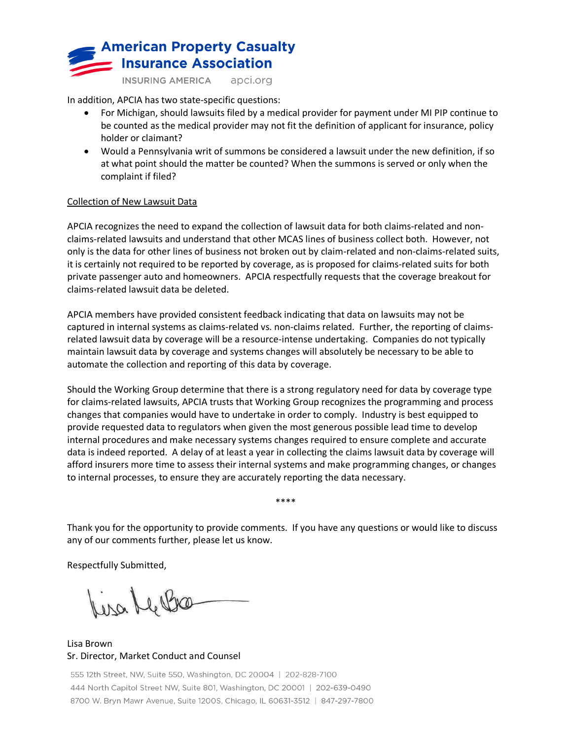In addition, APCIA has two state-specific questions:

- For Michigan, should lawsuits filed by a medical provider for payment under MI PIP continue to be counted as the medical provider may not fit the definition of applicant for insurance, policy holder or claimant?
- Would a Pennsylvania writ of summons be considered a lawsuit under the new definition, if so at what point should the matter be counted? When the summons is served or only when the complaint if filed?

<u>Collection of New Lawsuit Data</u>

APCIA recognizes the need to expand the collection of lawsuit data for both claims-related and non-claims-related lawsuits and understand that other MCAS lines of business collect both. However, not only is the data for other lines of business not broken out by claim-related and non-claims-related suits, it is certainly not required to be reported by coverage, as is proposed for claims-related suits for both private passenger auto and homeowners. APCIA respectfully requests that the coverage breakout for claims-related lawsuit data be deleted.

APCIA members have provided consistent feedback indicating that data on lawsuits may not be captured in internal systems as claims-related vs. non-claims related. Further, the reporting of claims-related lawsuit data by coverage will be a resource-intense undertaking. Companies do not typically maintain lawsuit data by coverage and systems changes will absolutely be necessary to be able to automate the collection and reporting of this data by coverage.

Should the Working Group determine that there is a strong regulatory need for data by coverage type for claims-related lawsuits, APCIA trusts that Working Group recognizes the programming and process changes that companies would have to undertake in order to comply. Industry is best equipped to provide requested data to regulators when given the most generous possible lead time to develop internal procedures and make necessary systems changes required to ensure complete and accurate data is indeed reported. A delay of at least a year in collecting the claims lawsuit data by coverage will afford insurers more time to assess their internal systems and make programming changes, or changes to internal processes, to ensure they are accurately reporting the data necessary.

****

Thank you for the opportunity to provide comments. If you have any questions or would like to discuss any of our comments further, please let us know.

Respectfully Submitted,

Lisa Brown
Sr. Director, Market Conduct and Counsel